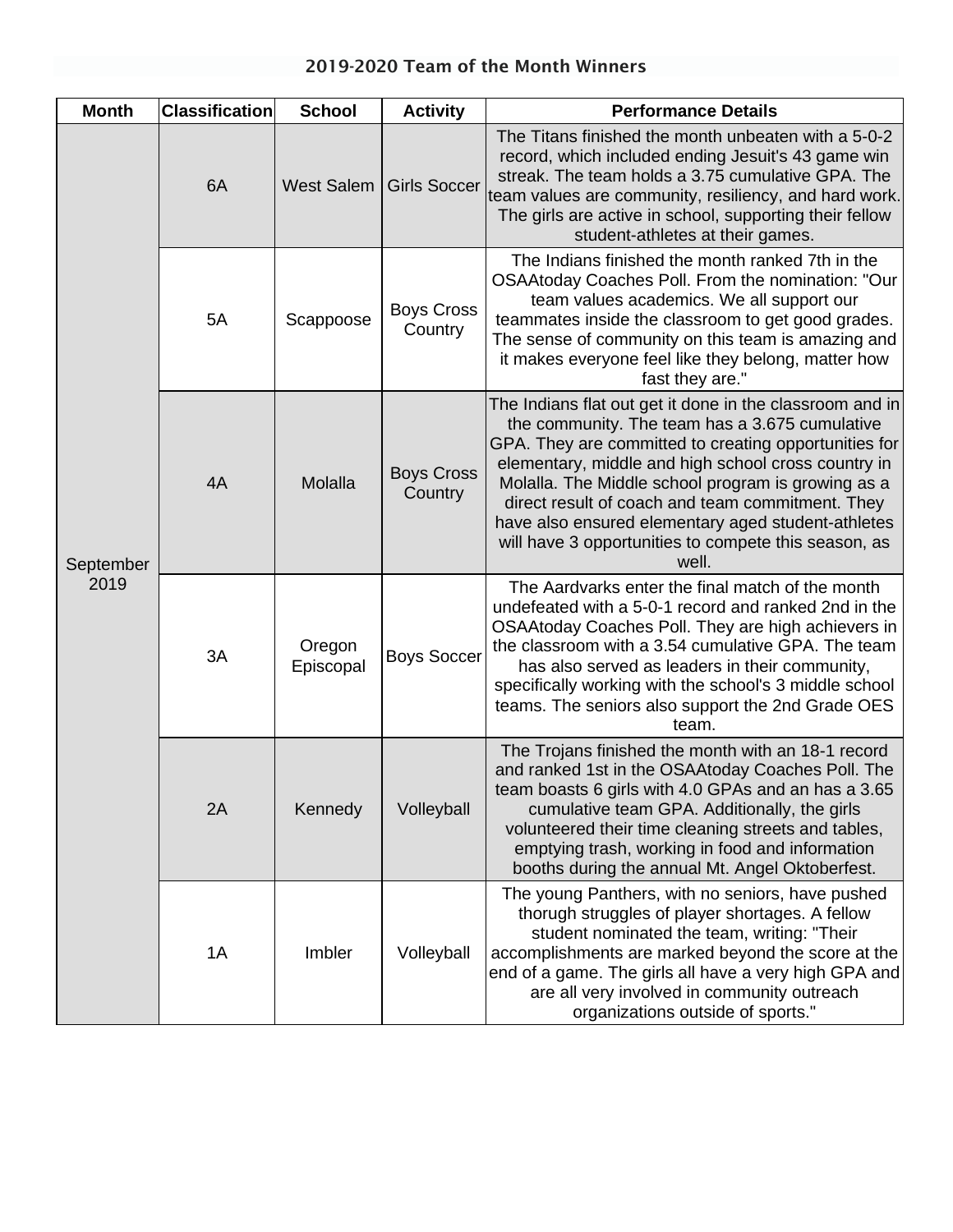## 2019-2020 Team of the Month Winners

| Month | Classification | School | Activity | Performance Details |
|---|---|---|---|---|
| September 2019 | 6A | West Salem | Girls Soccer | The Titans finished the month unbeaten with a 5-0-2 record, which included ending Jesuit's 43 game win streak. The team holds a 3.75 cumulative GPA. The team values are community, resiliency, and hard work. The girls are active in school, supporting their fellow student-athletes at their games. |
| | 5A | Scappoose | Boys Cross Country | The Indians finished the month ranked 7th in the OSAAtoday Coaches Poll. From the nomination: "Our team values academics. We all support our teammates inside the classroom to get good grades. The sense of community on this team is amazing and it makes everyone feel like they belong, matter how fast they are." |
| | 4A | Molalla | Boys Cross Country | The Indians flat out get it done in the classroom and in the community. The team has a 3.675 cumulative GPA. They are committed to creating opportunities for elementary, middle and high school cross country in Molalla. The Middle school program is growing as a direct result of coach and team commitment. They have also ensured elementary aged student-athletes will have 3 opportunities to compete this season, as well. |
| | 3A | Oregon Episcopal | Boys Soccer | The Aardvarks enter the final match of the month undefeated with a 5-0-1 record and ranked 2nd in the OSAAtoday Coaches Poll. They are high achievers in the classroom with a 3.54 cumulative GPA. The team has also served as leaders in their community, specifically working with the school's 3 middle school teams. The seniors also support the 2nd Grade OES team. |
| | 2A | Kennedy | Volleyball | The Trojans finished the month with an 18-1 record and ranked 1st in the OSAAtoday Coaches Poll. The team boasts 6 girls with 4.0 GPAs and an has a 3.65 cumulative team GPA. Additionally, the girls volunteered their time cleaning streets and tables, emptying trash, working in food and information booths during the annual Mt. Angel Oktoberfest. |
| | 1A | Imbler | Volleyball | The young Panthers, with no seniors, have pushed thorugh struggles of player shortages. A fellow student nominated the team, writing: "Their accomplishments are marked beyond the score at the end of a game. The girls all have a very high GPA and are all very involved in community outreach organizations outside of sports." |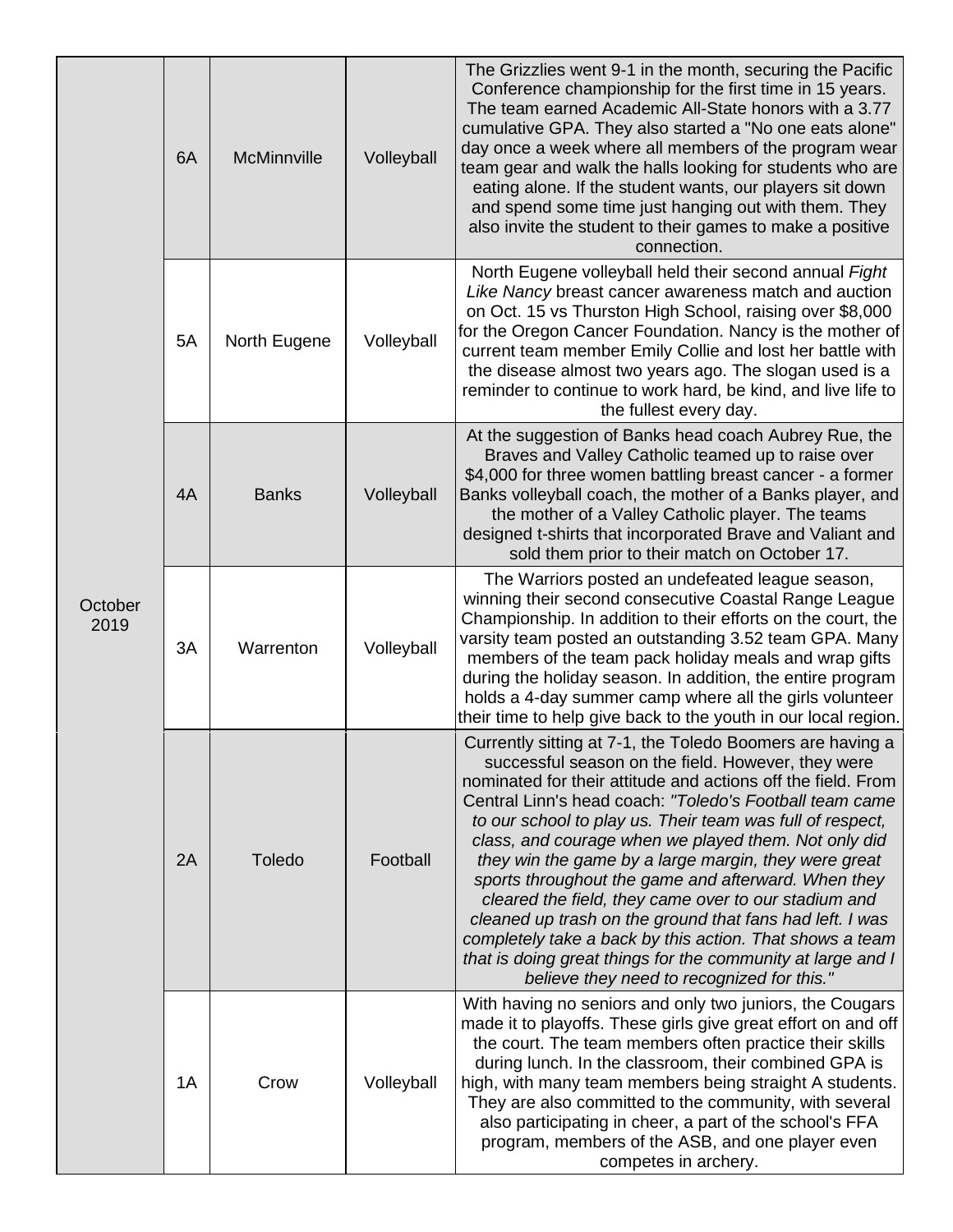| | | | | |
|---|---|---|---|---|
| October 2019 | 6A | McMinnville | Volleyball | The Grizzlies went 9-1 in the month, securing the Pacific Conference championship for the first time in 15 years. The team earned Academic All-State honors with a 3.77 cumulative GPA. They also started a "No one eats alone" day once a week where all members of the program wear team gear and walk the halls looking for students who are eating alone. If the student wants, our players sit down and spend some time just hanging out with them. They also invite the student to their games to make a positive connection. |
| | 5A | North Eugene | Volleyball | North Eugene volleyball held their second annual *Fight Like Nancy* breast cancer awareness match and auction on Oct. 15 vs Thurston High School, raising over $8,000 for the Oregon Cancer Foundation. Nancy is the mother of current team member Emily Collie and lost her battle with the disease almost two years ago. The slogan used is a reminder to continue to work hard, be kind, and live life to the fullest every day. |
| | 4A | Banks | Volleyball | At the suggestion of Banks head coach Aubrey Rue, the Braves and Valley Catholic teamed up to raise over $4,000 for three women battling breast cancer - a former Banks volleyball coach, the mother of a Banks player, and the mother of a Valley Catholic player. The teams designed t-shirts that incorporated Brave and Valiant and sold them prior to their match on October 17. |
| | 3A | Warrenton | Volleyball | The Warriors posted an undefeated league season, winning their second consecutive Coastal Range League Championship. In addition to their efforts on the court, the varsity team posted an outstanding 3.52 team GPA. Many members of the team pack holiday meals and wrap gifts during the holiday season. In addition, the entire program holds a 4-day summer camp where all the girls volunteer their time to help give back to the youth in our local region. |
| | 2A | Toledo | Football | Currently sitting at 7-1, the Toledo Boomers are having a successful season on the field. However, they were nominated for their attitude and actions off the field. From Central Linn's head coach: *"Toledo's Football team came to our school to play us. Their team was full of respect, class, and courage when we played them. Not only did they win the game by a large margin, they were great sports throughout the game and afterward. When they cleared the field, they came over to our stadium and cleaned up trash on the ground that fans had left. I was completely take a back by this action. That shows a team that is doing great things for the community at large and I believe they need to recognized for this."* |
| | 1A | Crow | Volleyball | With having no seniors and only two juniors, the Cougars made it to playoffs. These girls give great effort on and off the court. The team members often practice their skills during lunch. In the classroom, their combined GPA is high, with many team members being straight A students. They are also committed to the community, with several also participating in cheer, a part of the school's FFA program, members of the ASB, and one player even competes in archery. |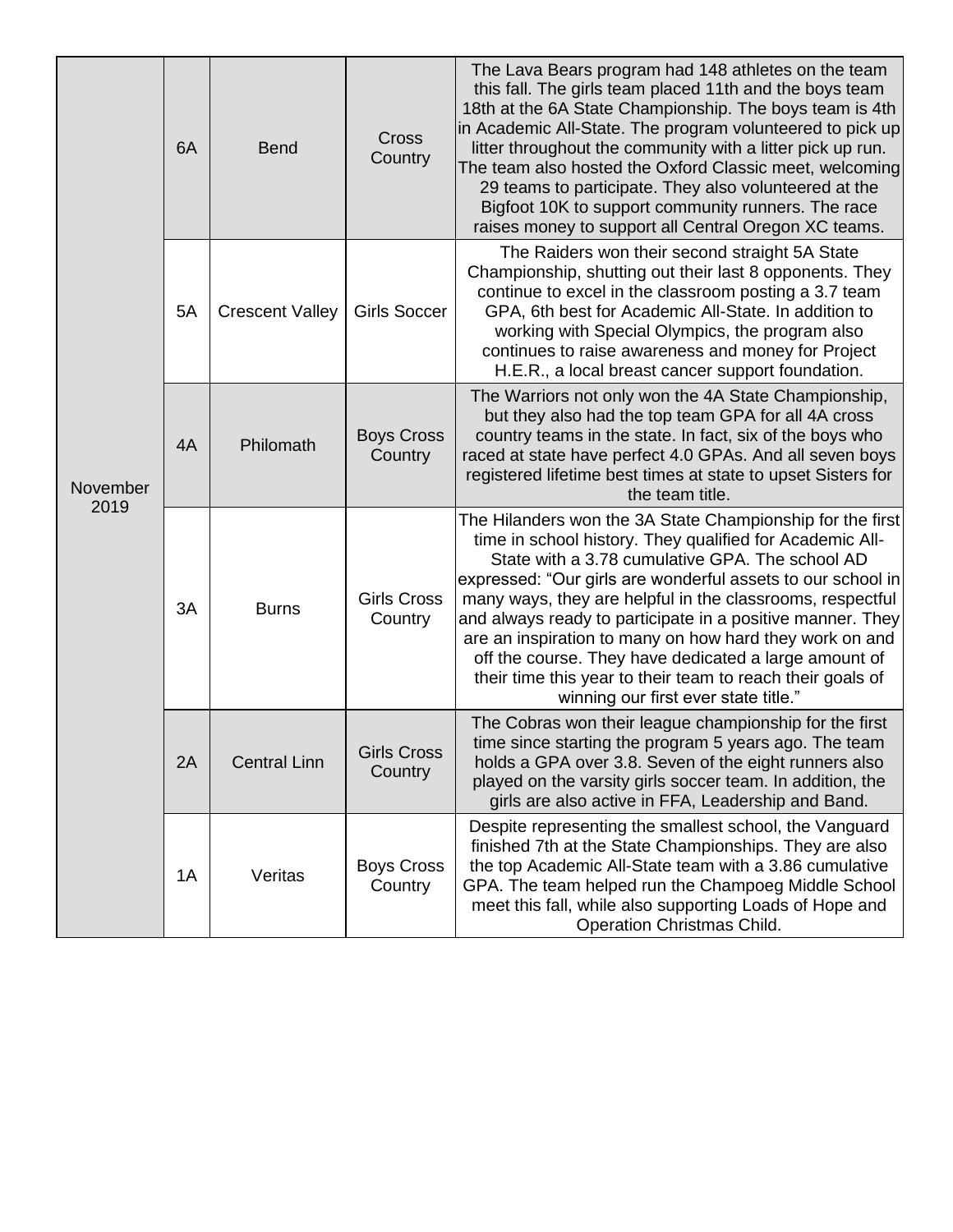| | | | | |
|---|---|---|---|---|
| November 2019 | 6A | Bend | Cross Country | The Lava Bears program had 148 athletes on the team this fall. The girls team placed 11th and the boys team 18th at the 6A State Championship. The boys team is 4th in Academic All-State. The program volunteered to pick up litter throughout the community with a litter pick up run. The team also hosted the Oxford Classic meet, welcoming 29 teams to participate. They also volunteered at the Bigfoot 10K to support community runners. The race raises money to support all Central Oregon XC teams. |
| | 5A | Crescent Valley | Girls Soccer | The Raiders won their second straight 5A State Championship, shutting out their last 8 opponents. They continue to excel in the classroom posting a 3.7 team GPA, 6th best for Academic All-State. In addition to working with Special Olympics, the program also continues to raise awareness and money for Project H.E.R., a local breast cancer support foundation. |
| | 4A | Philomath | Boys Cross Country | The Warriors not only won the 4A State Championship, but they also had the top team GPA for all 4A cross country teams in the state. In fact, six of the boys who raced at state have perfect 4.0 GPAs. And all seven boys registered lifetime best times at state to upset Sisters for the team title. |
| | 3A | Burns | Girls Cross Country | The Hilanders won the 3A State Championship for the first time in school history. They qualified for Academic All-State with a 3.78 cumulative GPA. The school AD expressed: "Our girls are wonderful assets to our school in many ways, they are helpful in the classrooms, respectful and always ready to participate in a positive manner. They are an inspiration to many on how hard they work on and off the course. They have dedicated a large amount of their time this year to their team to reach their goals of winning our first ever state title." |
| | 2A | Central Linn | Girls Cross Country | The Cobras won their league championship for the first time since starting the program 5 years ago. The team holds a GPA over 3.8. Seven of the eight runners also played on the varsity girls soccer team. In addition, the girls are also active in FFA, Leadership and Band. |
| | 1A | Veritas | Boys Cross Country | Despite representing the smallest school, the Vanguard finished 7th at the State Championships. They are also the top Academic All-State team with a 3.86 cumulative GPA. The team helped run the Champoeg Middle School meet this fall, while also supporting Loads of Hope and Operation Christmas Child. |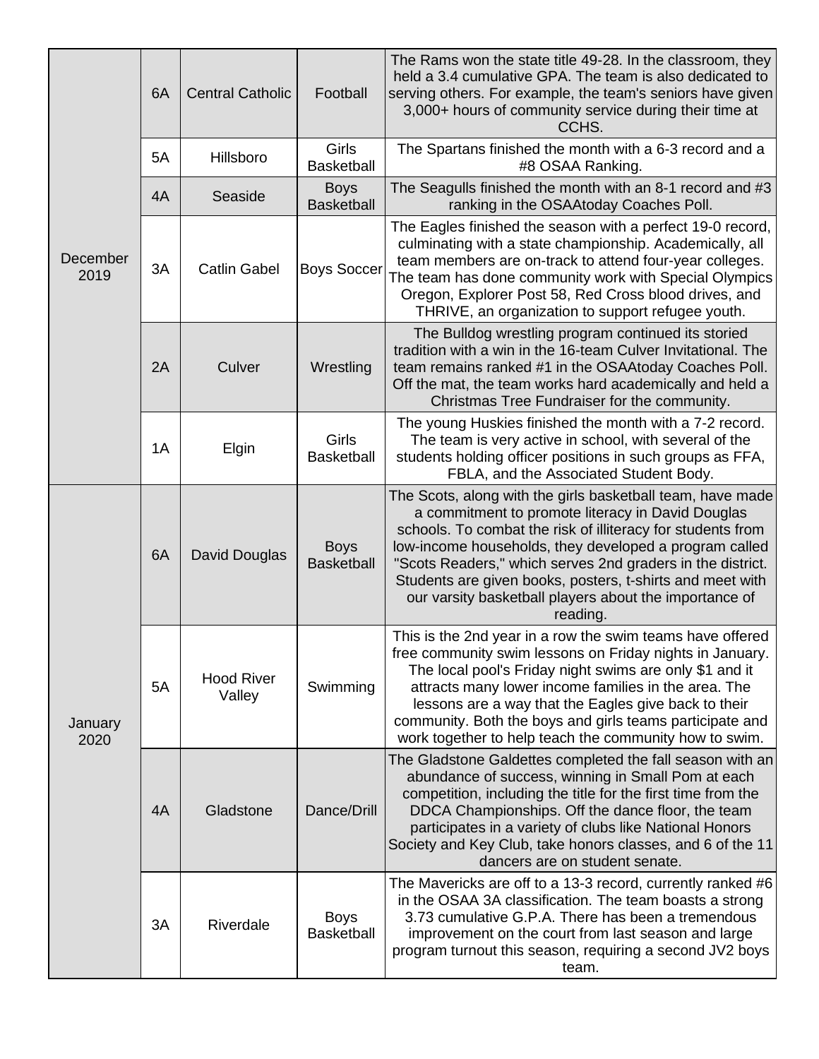| | | | | |
|---|---|---|---|---|
| December 2019 | 6A | Central Catholic | Football | The Rams won the state title 49-28. In the classroom, they held a 3.4 cumulative GPA. The team is also dedicated to serving others. For example, the team's seniors have given 3,000+ hours of community service during their time at CCHS. |
| | 5A | Hillsboro | Girls Basketball | The Spartans finished the month with a 6-3 record and a #8 OSAA Ranking. |
| | 4A | Seaside | Boys Basketball | The Seagulls finished the month with an 8-1 record and #3 ranking in the OSAAtoday Coaches Poll. |
| | 3A | Catlin Gabel | Boys Soccer | The Eagles finished the season with a perfect 19-0 record, culminating with a state championship. Academically, all team members are on-track to attend four-year colleges. The team has done community work with Special Olympics Oregon, Explorer Post 58, Red Cross blood drives, and THRIVE, an organization to support refugee youth. |
| | 2A | Culver | Wrestling | The Bulldog wrestling program continued its storied tradition with a win in the 16-team Culver Invitational. The team remains ranked #1 in the OSAAtoday Coaches Poll. Off the mat, the team works hard academically and held a Christmas Tree Fundraiser for the community. |
| | 1A | Elgin | Girls Basketball | The young Huskies finished the month with a 7-2 record. The team is very active in school, with several of the students holding officer positions in such groups as FFA, FBLA, and the Associated Student Body. |
| January 2020 | 6A | David Douglas | Boys Basketball | The Scots, along with the girls basketball team, have made a commitment to promote literacy in David Douglas schools. To combat the risk of illiteracy for students from low-income households, they developed a program called "Scots Readers," which serves 2nd graders in the district. Students are given books, posters, t-shirts and meet with our varsity basketball players about the importance of reading. |
| | 5A | Hood River Valley | Swimming | This is the 2nd year in a row the swim teams have offered free community swim lessons on Friday nights in January. The local pool's Friday night swims are only $1 and it attracts many lower income families in the area. The lessons are a way that the Eagles give back to their community. Both the boys and girls teams participate and work together to help teach the community how to swim. |
| | 4A | Gladstone | Dance/Drill | The Gladstone Galdettes completed the fall season with an abundance of success, winning in Small Pom at each competition, including the title for the first time from the DDCA Championships. Off the dance floor, the team participates in a variety of clubs like National Honors Society and Key Club, take honors classes, and 6 of the 11 dancers are on student senate. |
| | 3A | Riverdale | Boys Basketball | The Mavericks are off to a 13-3 record, currently ranked #6 in the OSAA 3A classification. The team boasts a strong 3.73 cumulative G.P.A. There has been a tremendous improvement on the court from last season and large program turnout this season, requiring a second JV2 boys team. |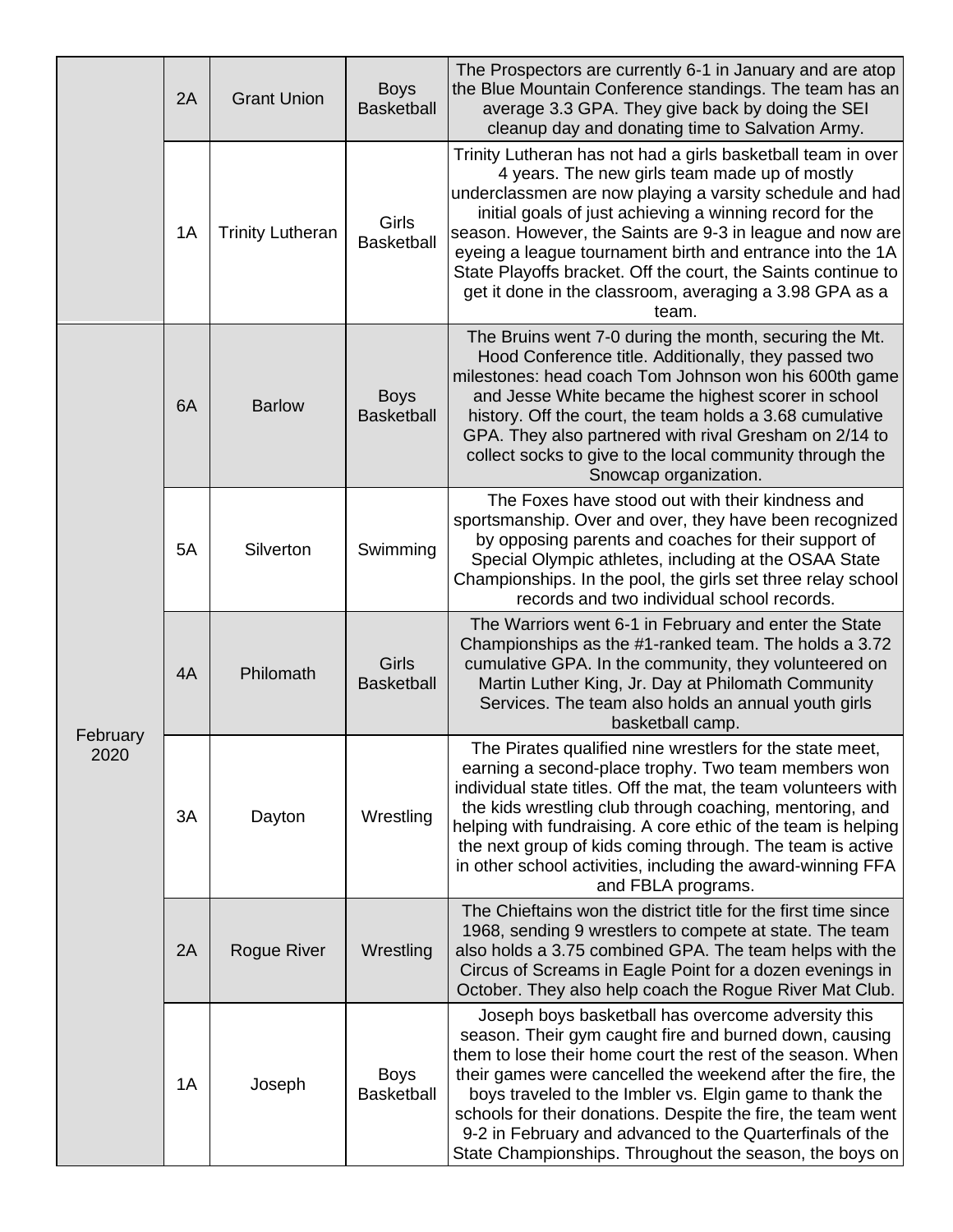|  |  |  |  |  |
|---|---|---|---|---|
|  | 2A | Grant Union | Boys Basketball | The Prospectors are currently 6-1 in January and are atop the Blue Mountain Conference standings. The team has an average 3.3 GPA. They give back by doing the SEI cleanup day and donating time to Salvation Army. |
|  | 1A | Trinity Lutheran | Girls Basketball | Trinity Lutheran has not had a girls basketball team in over 4 years. The new girls team made up of mostly underclassmen are now playing a varsity schedule and had initial goals of just achieving a winning record for the season. However, the Saints are 9-3 in league and now are eyeing a league tournament birth and entrance into the 1A State Playoffs bracket. Off the court, the Saints continue to get it done in the classroom, averaging a 3.98 GPA as a team. |
| February 2020 | 6A | Barlow | Boys Basketball | The Bruins went 7-0 during the month, securing the Mt. Hood Conference title. Additionally, they passed two milestones: head coach Tom Johnson won his 600th game and Jesse White became the highest scorer in school history. Off the court, the team holds a 3.68 cumulative GPA. They also partnered with rival Gresham on 2/14 to collect socks to give to the local community through the Snowcap organization. |
|  | 5A | Silverton | Swimming | The Foxes have stood out with their kindness and sportsmanship. Over and over, they have been recognized by opposing parents and coaches for their support of Special Olympic athletes, including at the OSAA State Championships. In the pool, the girls set three relay school records and two individual school records. |
|  | 4A | Philomath | Girls Basketball | The Warriors went 6-1 in February and enter the State Championships as the #1-ranked team. The holds a 3.72 cumulative GPA. In the community, they volunteered on Martin Luther King, Jr. Day at Philomath Community Services. The team also holds an annual youth girls basketball camp. |
|  | 3A | Dayton | Wrestling | The Pirates qualified nine wrestlers for the state meet, earning a second-place trophy. Two team members won individual state titles. Off the mat, the team volunteers with the kids wrestling club through coaching, mentoring, and helping with fundraising. A core ethic of the team is helping the next group of kids coming through. The team is active in other school activities, including the award-winning FFA and FBLA programs. |
|  | 2A | Rogue River | Wrestling | The Chieftains won the district title for the first time since 1968, sending 9 wrestlers to compete at state. The team also holds a 3.75 combined GPA. The team helps with the Circus of Screams in Eagle Point for a dozen evenings in October. They also help coach the Rogue River Mat Club. |
|  | 1A | Joseph | Boys Basketball | Joseph boys basketball has overcome adversity this season. Their gym caught fire and burned down, causing them to lose their home court the rest of the season. When their games were cancelled the weekend after the fire, the boys traveled to the Imbler vs. Elgin game to thank the schools for their donations. Despite the fire, the team went 9-2 in February and advanced to the Quarterfinals of the State Championships. Throughout the season, the boys on |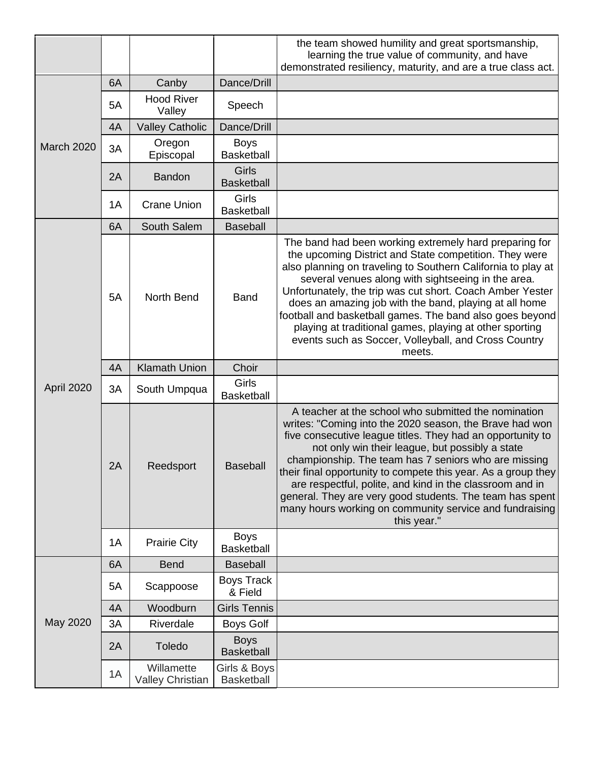| | | | | |
|---|---|---|---|---|
| | | | | the team showed humility and great sportsmanship, learning the true value of community, and have demonstrated resiliency, maturity, and are a true class act. |
| March 2020 | 6A | Canby | Dance/Drill | |
| | 5A | Hood River Valley | Speech | |
| | 4A | Valley Catholic | Dance/Drill | |
| | 3A | Oregon Episcopal | Boys Basketball | |
| | 2A | Bandon | Girls Basketball | |
| | 1A | Crane Union | Girls Basketball | |
| April 2020 | 6A | South Salem | Baseball | |
| | 5A | North Bend | Band | The band had been working extremely hard preparing for the upcoming District and State competition. They were also planning on traveling to Southern California to play at several venues along with sightseeing in the area. Unfortunately, the trip was cut short. Coach Amber Yester does an amazing job with the band, playing at all home football and basketball games. The band also goes beyond playing at traditional games, playing at other sporting events such as Soccer, Volleyball, and Cross Country meets. |
| | 4A | Klamath Union | Choir | |
| | 3A | South Umpqua | Girls Basketball | |
| | 2A | Reedsport | Baseball | A teacher at the school who submitted the nomination writes: "Coming into the 2020 season, the Brave had won five consecutive league titles. They had an opportunity to not only win their league, but possibly a state championship. The team has 7 seniors who are missing their final opportunity to compete this year. As a group they are respectful, polite, and kind in the classroom and in general. They are very good students. The team has spent many hours working on community service and fundraising this year." |
| | 1A | Prairie City | Boys Basketball | |
| May 2020 | 6A | Bend | Baseball | |
| | 5A | Scappoose | Boys Track & Field | |
| | 4A | Woodburn | Girls Tennis | |
| | 3A | Riverdale | Boys Golf | |
| | 2A | Toledo | Boys Basketball | |
| | 1A | Willamette Valley Christian | Girls & Boys Basketball | |